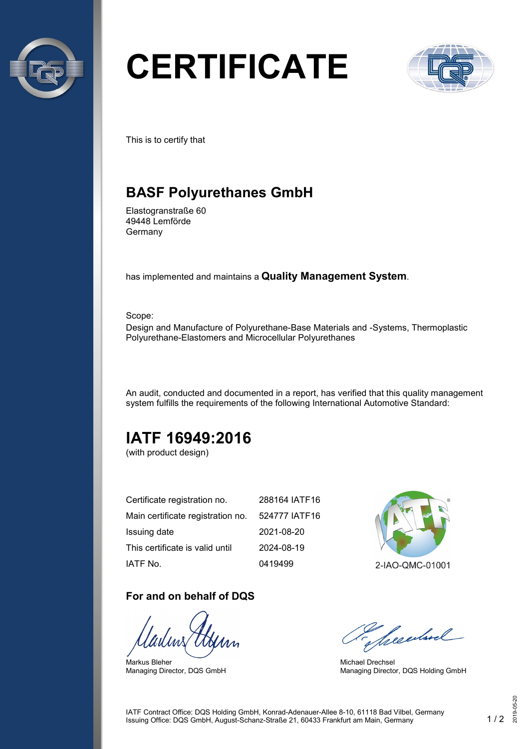# CERTIFICATE

This is to certify that

## BASF Polyurethanes GmbH

Elastogranstraße 60
49448 Lemförde
Germany

has implemented and maintains a **Quality Management System**.

Scope:
Design and Manufacture of Polyurethane-Base Materials and -Systems, Thermoplastic Polyurethane-Elastomers and Microcellular Polyurethanes

An audit, conducted and documented in a report, has verified that this quality management system fulfills the requirements of the following International Automotive Standard:

## IATF 16949:2016

(with product design)

| | |
|---|---|
| Certificate registration no. | 288164 IATF16 |
| Main certificate registration no. | 524777 IATF16 |
| Issuing date | 2021-08-20 |
| This certificate is valid until | 2024-08-19 |
| IATF No. | 0419499 |

2-IAO-QMC-01001

### For and on behalf of DQS

Markus Bleher
Managing Director, DQS GmbH

Michael Drechsel
Managing Director, DQS Holding GmbH

IATF Contract Office: DQS Holding GmbH, Konrad-Adenauer-Allee 8-10, 61118 Bad Vilbel, Germany
Issuing Office: DQS GmbH, August-Schanz-Straße 21, 60433 Frankfurt am Main, Germany

2019-05-20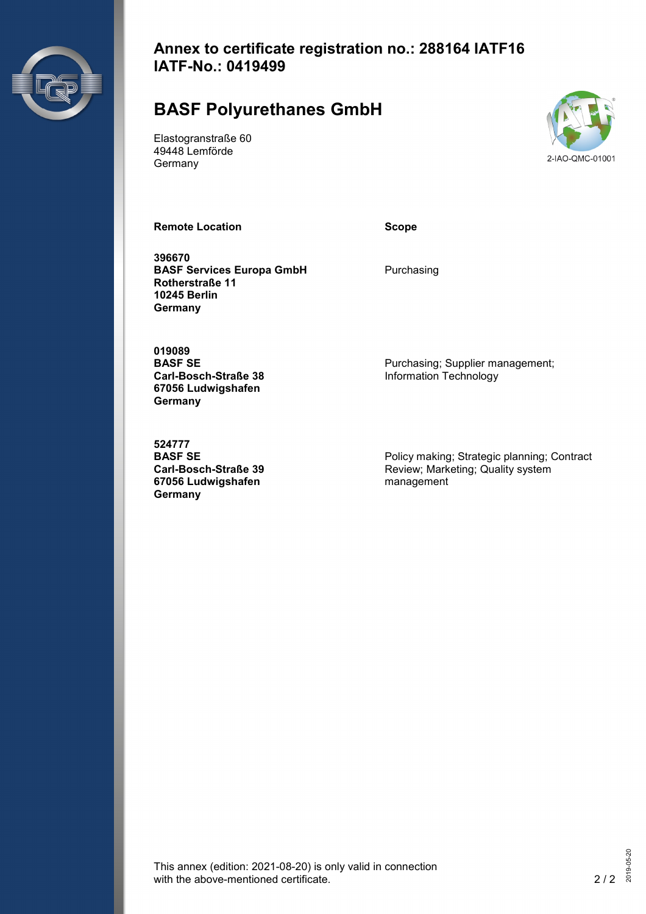# Annex to certificate registration no.: 288164 IATF16
# IATF-No.: 0419499

## BASF Polyurethanes GmbH

Elastogranstraße 60
49448 Lemförde
Germany

2-IAO-QMC-01001

| Remote Location | Scope |
|---|---|
| **396670**<br>**BASF Services Europa GmbH**<br>**Rotherstraße 11**<br>**10245 Berlin**<br>**Germany** | Purchasing |
| **019089**<br>**BASF SE**<br>**Carl-Bosch-Straße 38**<br>**67056 Ludwigshafen**<br>**Germany** | Purchasing; Supplier management; Information Technology |
| **524777**<br>**BASF SE**<br>**Carl-Bosch-Straße 39**<br>**67056 Ludwigshafen**<br>**Germany** | Policy making; Strategic planning; Contract Review; Marketing; Quality system management |

This annex (edition: 2021-08-20) is only valid in connection with the above-mentioned certificate.

2019-05-20